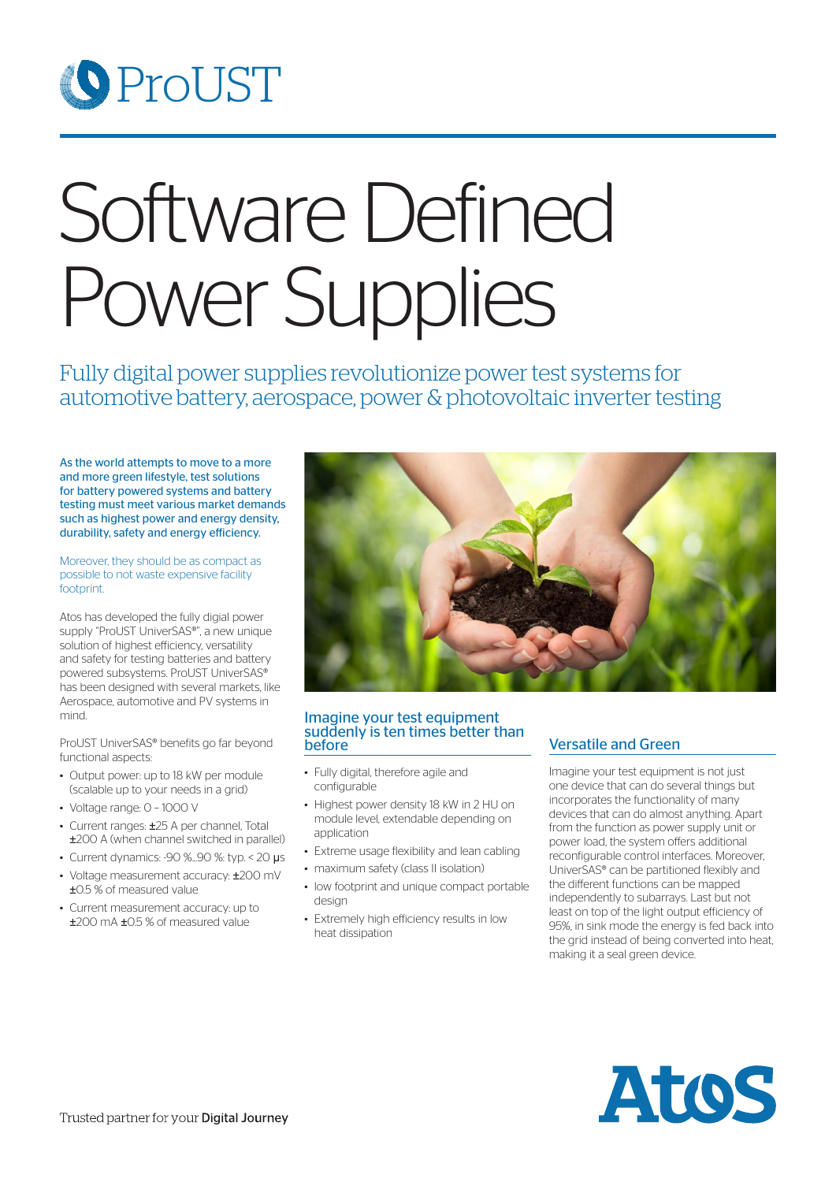ProUST

# Software Defined Power Supplies

## Fully digital power supplies revolutionize power test systems for automotive battery, aerospace, power & photovoltaic inverter testing

As the world attempts to move to a more and more green lifestyle, test solutions for battery powered systems and battery testing must meet various market demands such as highest power and energy density, durability, safety and energy efficiency.

Moreover, they should be as compact as possible to not waste expensive facility footprint.

Atos has developed the fully digial power supply "ProUST UniverSAS®", a new unique solution of highest efficiency, versatility and safety for testing batteries and battery powered subsystems. ProUST UniverSAS® has been designed with several markets, like Aerospace, automotive and PV systems in mind.

ProUST UniverSAS® benefits go far beyond functional aspects:

- Output power: up to 18 kW per module (scalable up to your needs in a grid)
- Voltage range: 0 – 1000 V
- Current ranges: ±25 A per channel, Total ±200 A (when channel switched in parallel)
- Current dynamics: -90 %...90 %: typ. < 20 µs
- Voltage measurement accuracy: ±200 mV ±0.5 % of measured value
- Current measurement accuracy: up to ±200 mA ±0.5 % of measured value

### Imagine your test equipment suddenly is ten times better than before

- Fully digital, therefore agile and configurable
- Highest power density 18 kW in 2 HU on module level, extendable depending on application
- Extreme usage flexibility and lean cabling
- maximum safety (class II isolation)
- low footprint and unique compact portable design
- Extremely high efficiency results in low heat dissipation

### Versatile and Green

Imagine your test equipment is not just one device that can do several things but incorporates the functionality of many devices that can do almost anything. Apart from the function as power supply unit or power load, the system offers additional reconfigurable control interfaces. Moreover, UniverSAS® can be partitioned flexibly and the different functions can be mapped independently to subarrays. Last but not least on top of the light output efficiency of 95%, in sink mode the energy is fed back into the grid instead of being converted into heat, making it a seal green device.

Trusted partner for your Digital Journey

Atos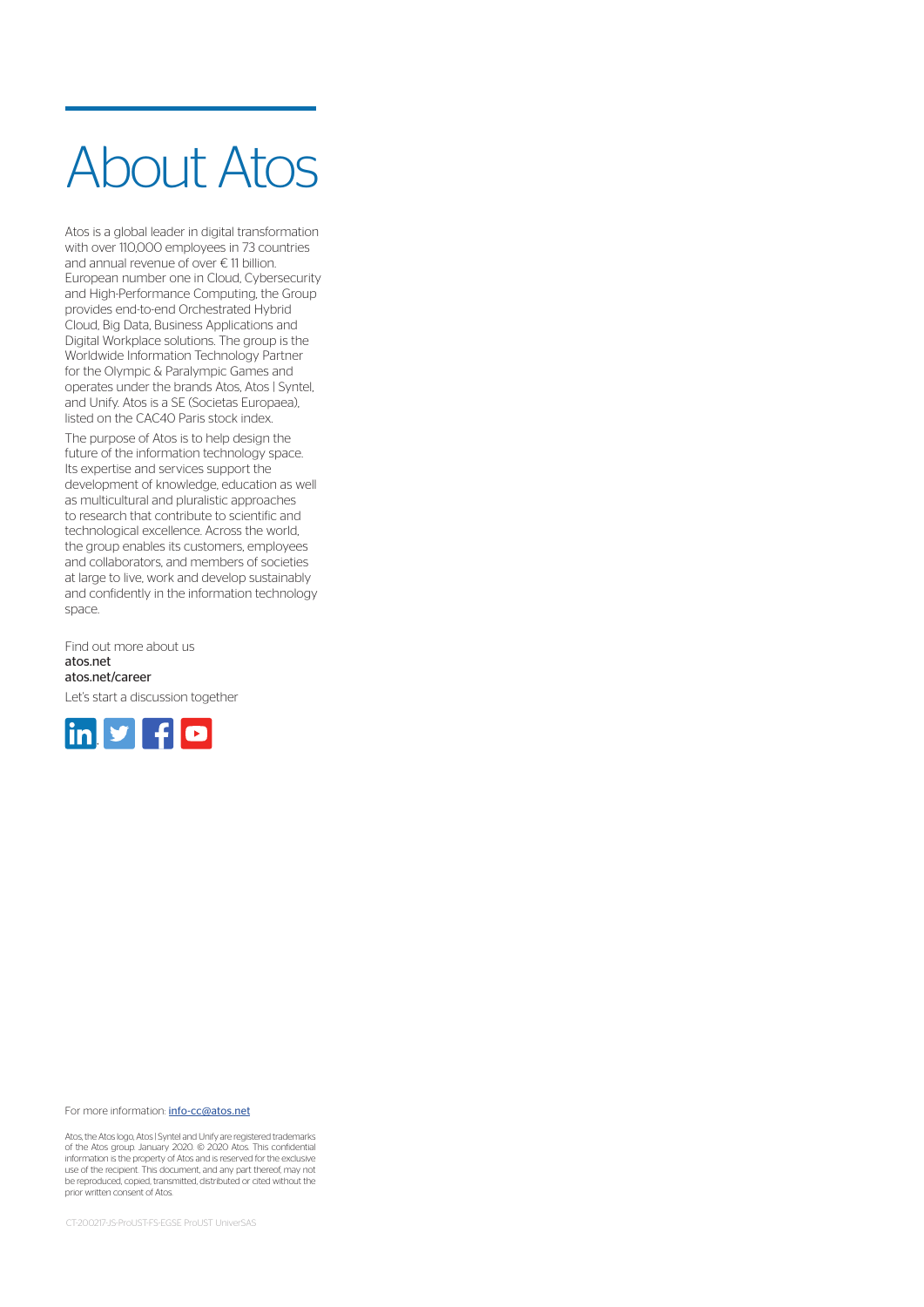# About Atos

Atos is a global leader in digital transformation with over 110,000 employees in 73 countries and annual revenue of over € 11 billion. European number one in Cloud, Cybersecurity and High-Performance Computing, the Group provides end-to-end Orchestrated Hybrid Cloud, Big Data, Business Applications and Digital Workplace solutions. The group is the Worldwide Information Technology Partner for the Olympic & Paralympic Games and operates under the brands Atos, Atos | Syntel, and Unify. Atos is a SE (Societas Europaea), listed on the CAC40 Paris stock index.

The purpose of Atos is to help design the future of the information technology space. Its expertise and services support the development of knowledge, education as well as multicultural and pluralistic approaches to research that contribute to scientific and technological excellence. Across the world, the group enables its customers, employees and collaborators, and members of societies at large to live, work and develop sustainably and confidently in the information technology space.

Find out more about us
atos.net
atos.net/career

Let's start a discussion together

For more information: info-cc@atos.net

Atos, the Atos logo, Atos | Syntel and Unify are registered trademarks of the Atos group. January 2020. © 2020 Atos. This confidential information is the property of Atos and is reserved for the exclusive use of the recipient. This document, and any part thereof, may not be reproduced, copied, transmitted, distributed or cited without the prior written consent of Atos.

CT-200217-JS-ProUST-FS-EGSE ProUST UniverSAS